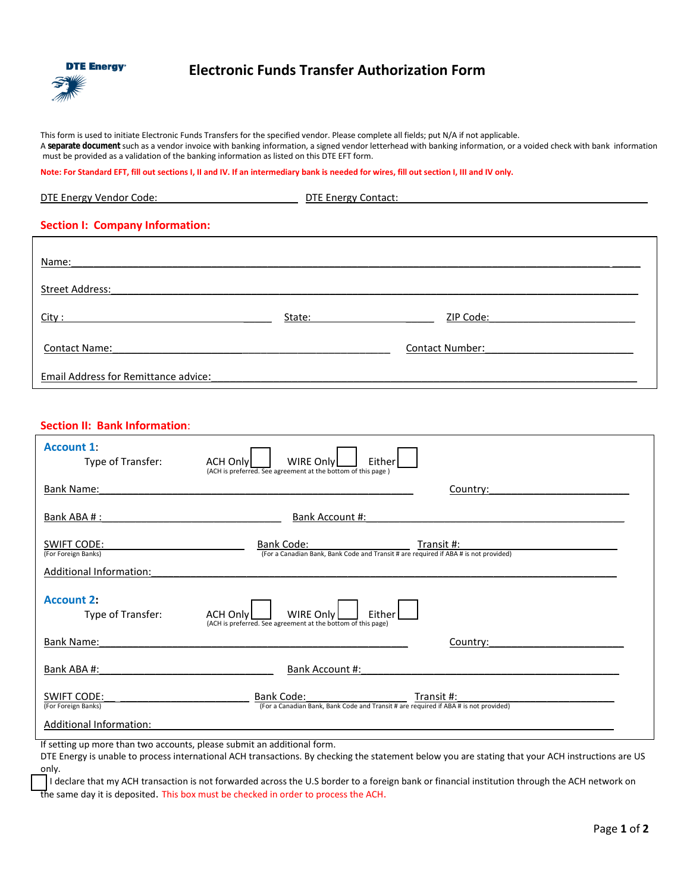DTE Energy

# Electronic Funds Transfer Authorization Form

This form is used to initiate Electronic Funds Transfers for the specified vendor. Please complete all fields; put N/A if not applicable.
A **separate document** such as a vendor invoice with banking information, a signed vendor letterhead with banking information, or a voided check with bank information must be provided as a validation of the banking information as listed on this DTE EFT form.

**Note: For Standard EFT, fill out sections I, II and IV. If an intermediary bank is needed for wires, fill out section I, III and IV only.**

DTE Energy Vendor Code: ____________________ DTE Energy Contact: ____________________

## Section I: Company Information:

Name: ____________________

Street Address: ____________________

City : ____________________ State: ____________________ ZIP Code: ____________________

Contact Name: ____________________ Contact Number: ____________________

Email Address for Remittance advice: ____________________

## Section II: Bank Information:

### Account 1:

Type of Transfer: ACH Only ☐ WIRE Only ☐ Either ☐
(ACH is preferred. See agreement at the bottom of this page )

Bank Name: ____________________ Country: ____________________

Bank ABA # : ____________________ Bank Account #: ____________________

SWIFT CODE: ____________________ Bank Code: ____________________ Transit #: ____________________
(For Foreign Banks) (For a Canadian Bank, Bank Code and Transit # are required if ABA # is not provided)

Additional Information: ____________________

### Account 2:

Type of Transfer: ACH Only ☐ WIRE Only ☐ Either ☐
(ACH is preferred. See agreement at the bottom of this page)

Bank Name: ____________________ Country: ____________________

Bank ABA #: ____________________ Bank Account #: ____________________

SWIFT CODE: ____________________ Bank Code: ____________________ Transit #: ____________________
(For Foreign Banks) (For a Canadian Bank, Bank Code and Transit # are required if ABA # is not provided)

Additional Information: ____________________

If setting up more than two accounts, please submit an additional form.
DTE Energy is unable to process international ACH transactions. By checking the statement below you are stating that your ACH instructions are US only.

☐ I declare that my ACH transaction is not forwarded across the U.S border to a foreign bank or financial institution through the ACH network on the same day it is deposited. This box must be checked in order to process the ACH.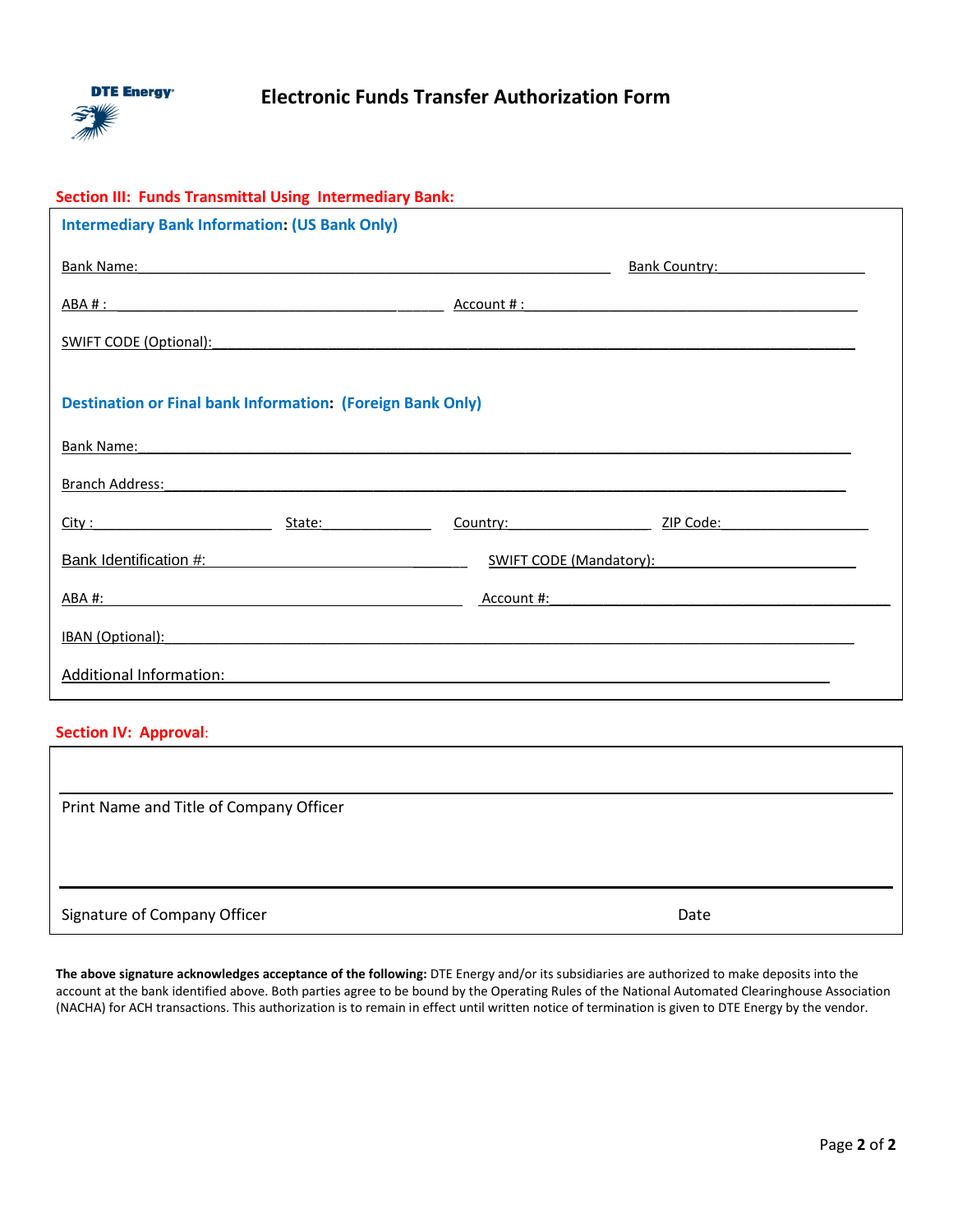DTE Energy

# Electronic Funds Transfer Authorization Form

## Section III: Funds Transmittal Using Intermediary Bank:

### Intermediary Bank Information: (US Bank Only)

Bank Name:______________________________ Bank Country:______________

ABA # :______________________________ Account # :______________________________

SWIFT CODE (Optional):______________________________

### Destination or Final bank Information: (Foreign Bank Only)

Bank Name:______________________________

Branch Address:______________________________

City :______________ State:______________ Country:______________ ZIP Code:______________

Bank Identification #:______________________________ SWIFT CODE (Mandatory):______________________________

ABA #:______________________________ Account #:______________________________

IBAN (Optional):______________________________

Additional Information:______________________________

## Section IV: Approval:

______________________________

Print Name and Title of Company Officer

______________________________

Signature of Company Officer Date

**The above signature acknowledges acceptance of the following:** DTE Energy and/or its subsidiaries are authorized to make deposits into the account at the bank identified above. Both parties agree to be bound by the Operating Rules of the National Automated Clearinghouse Association (NACHA) for ACH transactions. This authorization is to remain in effect until written notice of termination is given to DTE Energy by the vendor.